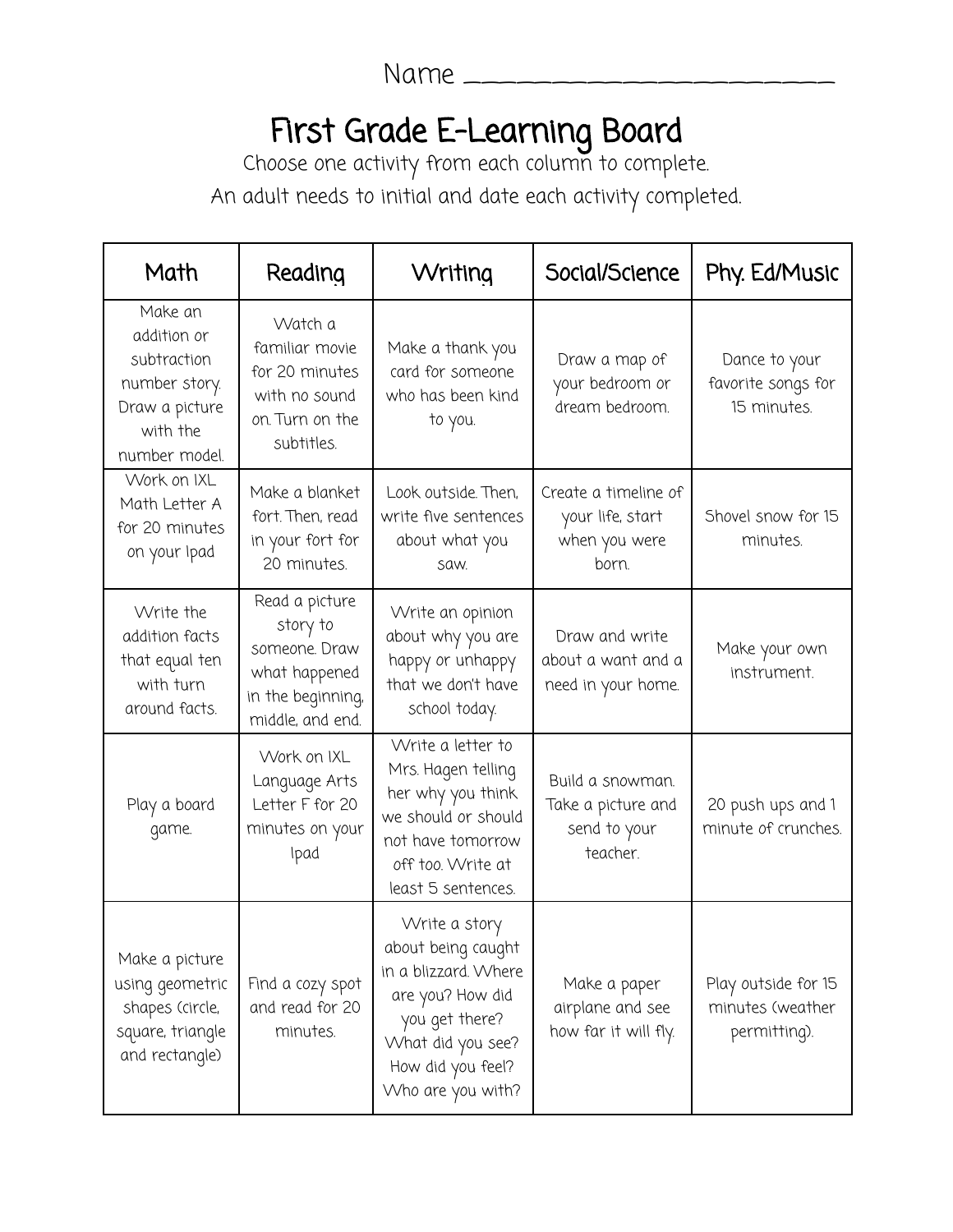Name ______________________

# First Grade E-Learning Board

Choose one activity from each column to complete.
An adult needs to initial and date each activity completed.

| Math | Reading | Writing | Social/Science | Phy. Ed/Music |
|---|---|---|---|---|
| Make an addition or subtraction number story. Draw a picture with the number model. | Watch a familiar movie for 20 minutes with no sound on. Turn on the subtitles. | Make a thank you card for someone who has been kind to you. | Draw a map of your bedroom or dream bedroom. | Dance to your favorite songs for 15 minutes. |
| Work on IXL Math Letter A for 20 minutes on your Ipad | Make a blanket fort. Then, read in your fort for 20 minutes. | Look outside. Then, write five sentences about what you saw. | Create a timeline of your life, start when you were born. | Shovel snow for 15 minutes. |
| Write the addition facts that equal ten with turn around facts. | Read a picture story to someone. Draw what happened in the beginning, middle, and end. | Write an opinion about why you are happy or unhappy that we don't have school today. | Draw and write about a want and a need in your home. | Make your own instrument. |
| Play a board game. | Work on IXL Language Arts Letter F for 20 minutes on your Ipad | Write a letter to Mrs. Hagen telling her why you think we should or should not have tomorrow off too. Write at least 5 sentences. | Build a snowman. Take a picture and send to your teacher. | 20 push ups and 1 minute of crunches. |
| Make a picture using geometric shapes (circle, square, triangle and rectangle) | Find a cozy spot and read for 20 minutes. | Write a story about being caught in a blizzard. Where are you? How did you get there? What did you see? How did you feel? Who are you with? | Make a paper airplane and see how far it will fly. | Play outside for 15 minutes (weather permitting). |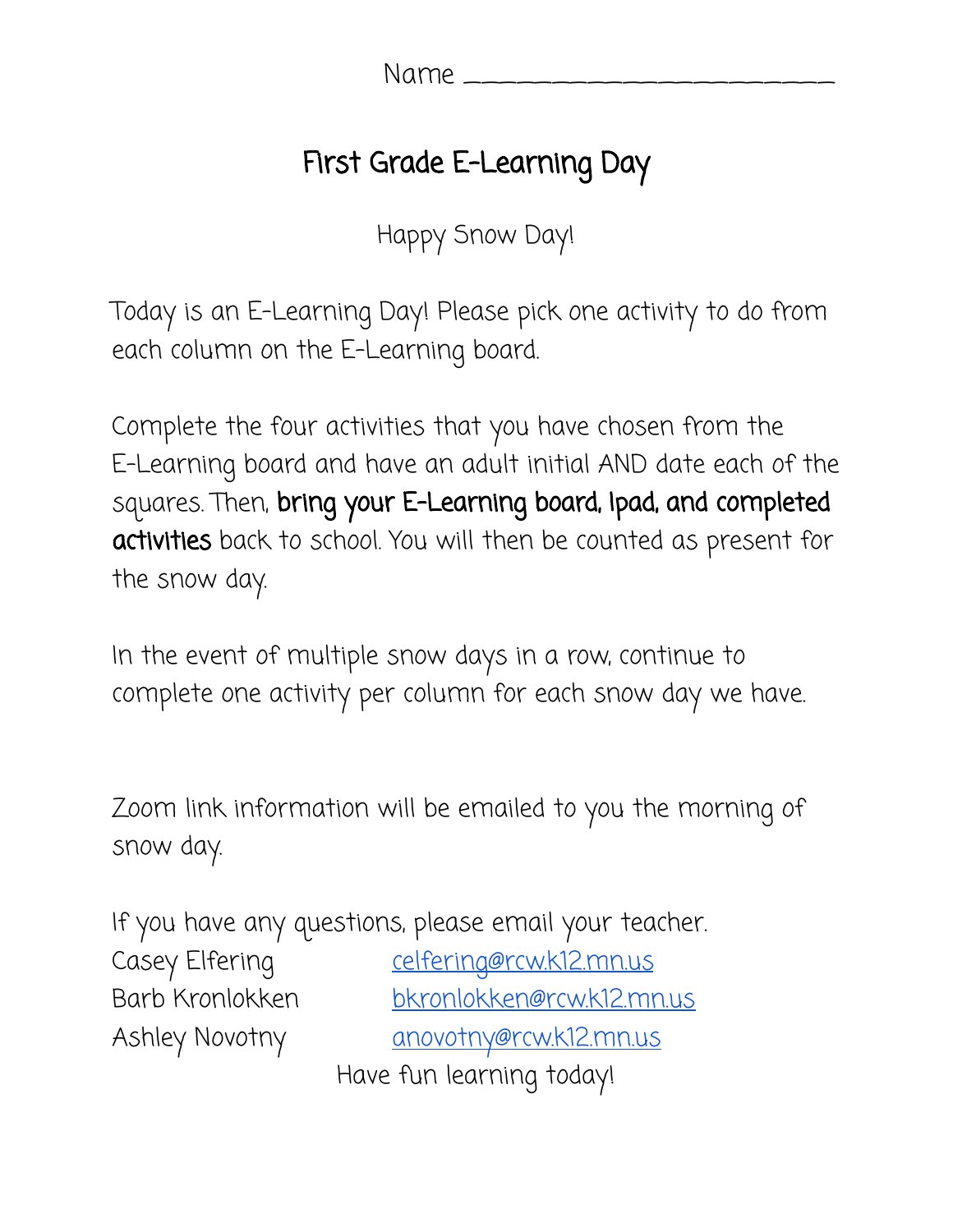Name ________________________

# First Grade E-Learning Day

Happy Snow Day!

Today is an E-Learning Day! Please pick one activity to do from each column on the E-Learning board.

Complete the four activities that you have chosen from the E-Learning board and have an adult initial AND date each of the squares. Then, **bring your E-Learning board, Ipad, and completed activities** back to school. You will then be counted as present for the snow day.

In the event of multiple snow days in a row, continue to complete one activity per column for each snow day we have.

Zoom link information will be emailed to you the morning of snow day.

If you have any questions, please email your teacher.

Casey Elfering celfering@rcw.k12.mn.us
Barb Kronlokken bkronlokken@rcw.k12.mn.us
Ashley Novotny anovotny@rcw.k12.mn.us

Have fun learning today!